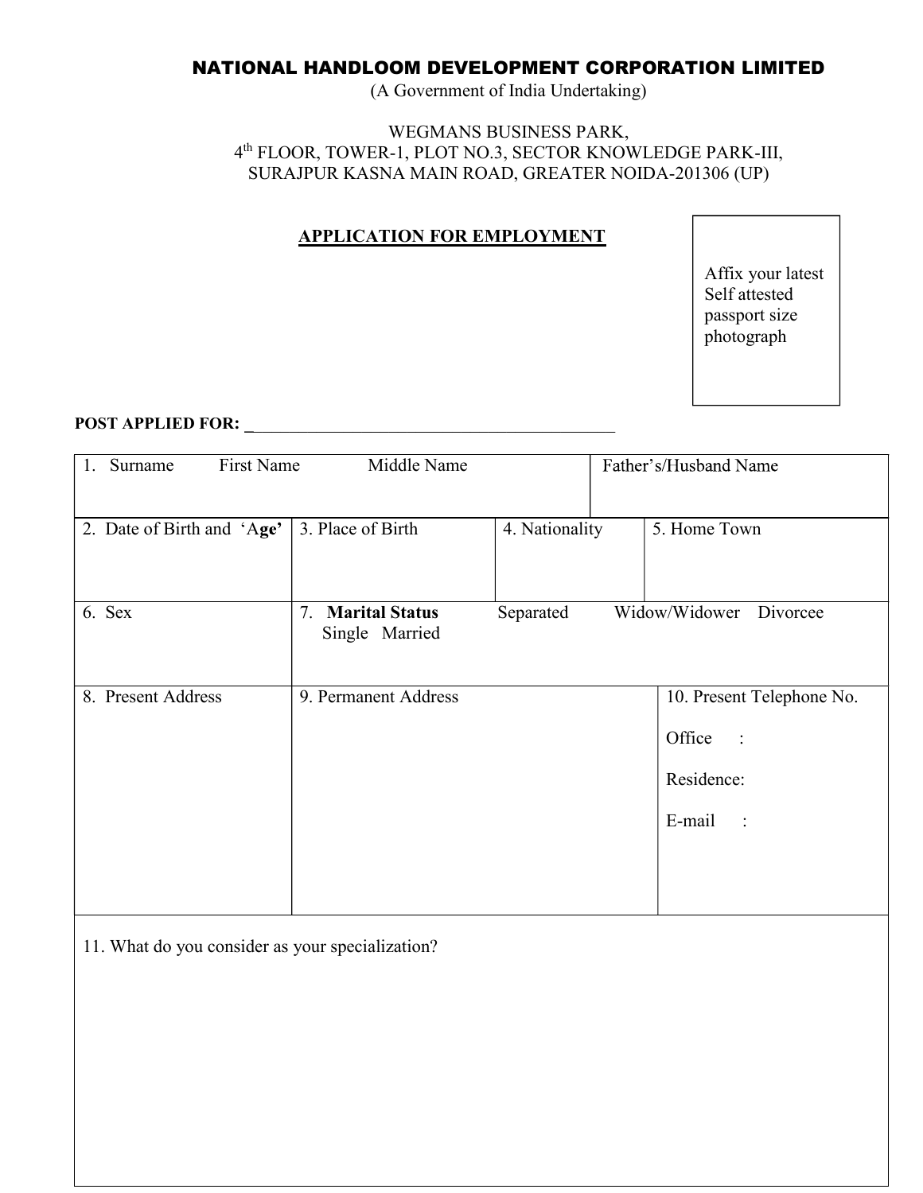# NATIONAL HANDLOOM DEVELOPMENT CORPORATION LIMITED

(A Government of India Undertaking)

WEGMANS BUSINESS PARK,
4th FLOOR, TOWER-1, PLOT NO.3, SECTOR KNOWLEDGE PARK-III,
SURAJPUR KASNA MAIN ROAD, GREATER NOIDA-201306 (UP)

## APPLICATION FOR EMPLOYMENT

Affix your latest Self attested passport size photograph

**POST APPLIED FOR:** ___________________________________________

| 1. Surname First Name Middle Name | | | Father's/Husband Name |
|---|---|---|---|
| 2. Date of Birth and 'Age' | 3. Place of Birth | 4. Nationality | 5. Home Town |
| 6. Sex | 7. **Marital Status** Single Married Separated Widow/Widower Divorcee | | |
| 8. Present Address | 9. Permanent Address | | 10. Present Telephone No.<br>Office :<br>Residence:<br>E-mail : |
| 11. What do you consider as your specialization? | | | |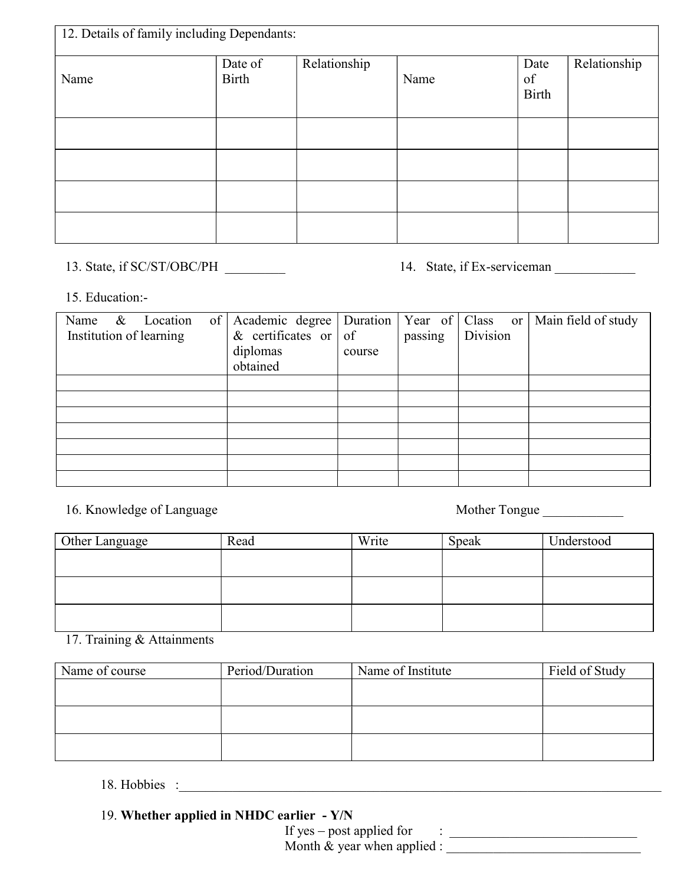| 12. Details of family including Dependants: | | | | | |
|---|---|---|---|---|---|
| Name | Date of Birth | Relationship | Name | Date of Birth | Relationship |
| | | | | | |
| | | | | | |
| | | | | | |
| | | | | | |

13. State, if SC/ST/OBC/PH _________

14. State, if Ex-serviceman ____________

15. Education:-

| Name & Location of Institution of learning | Academic degree & certificates or diplomas obtained | Duration of course | Year of passing | Class or Division | Main field of study |
|---|---|---|---|---|---|
| | | | | | |
| | | | | | |
| | | | | | |
| | | | | | |
| | | | | | |
| | | | | | |
| | | | | | |

16. Knowledge of Language

Mother Tongue ____________

| Other Language | Read | Write | Speak | Understood |
|---|---|---|---|---|
| | | | | |
| | | | | |
| | | | | |

17. Training & Attainments

| Name of course | Period/Duration | Name of Institute | Field of Study |
|---|---|---|---|
| | | | |
| | | | |
| | | | |

18. Hobbies :_______________________________________________________________

19. **Whether applied in NHDC earlier - Y/N**

If yes – post applied for : ____________________________

Month & year when applied : ____________________________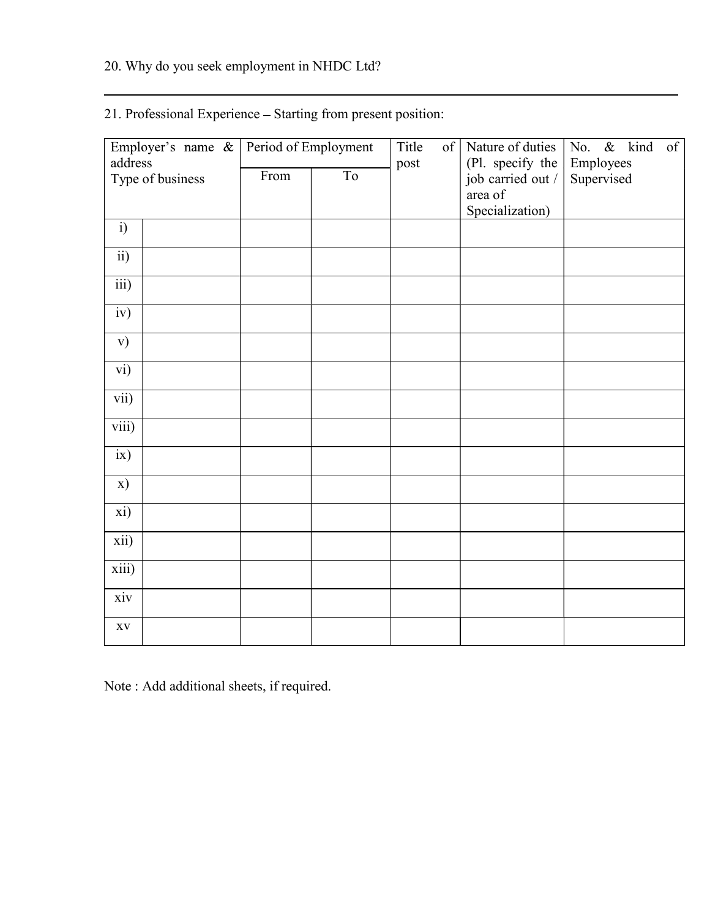20. Why do you seek employment in NHDC Ltd?

---

21. Professional Experience – Starting from present position:

| Employer's name & address Type of business | | Period of Employment | | Title of post | Nature of duties (Pl. specify the job carried out / area of Specialization) | No. & kind of Employees Supervised |
|---|---|---|---|---|---|---|
| | | From | To | | | |
| i) | | | | | | |
| ii) | | | | | | |
| iii) | | | | | | |
| iv) | | | | | | |
| v) | | | | | | |
| vi) | | | | | | |
| vii) | | | | | | |
| viii) | | | | | | |
| ix) | | | | | | |
| x) | | | | | | |
| xi) | | | | | | |
| xii) | | | | | | |
| xiii) | | | | | | |
| xiv | | | | | | |
| xv | | | | | | |

Note : Add additional sheets, if required.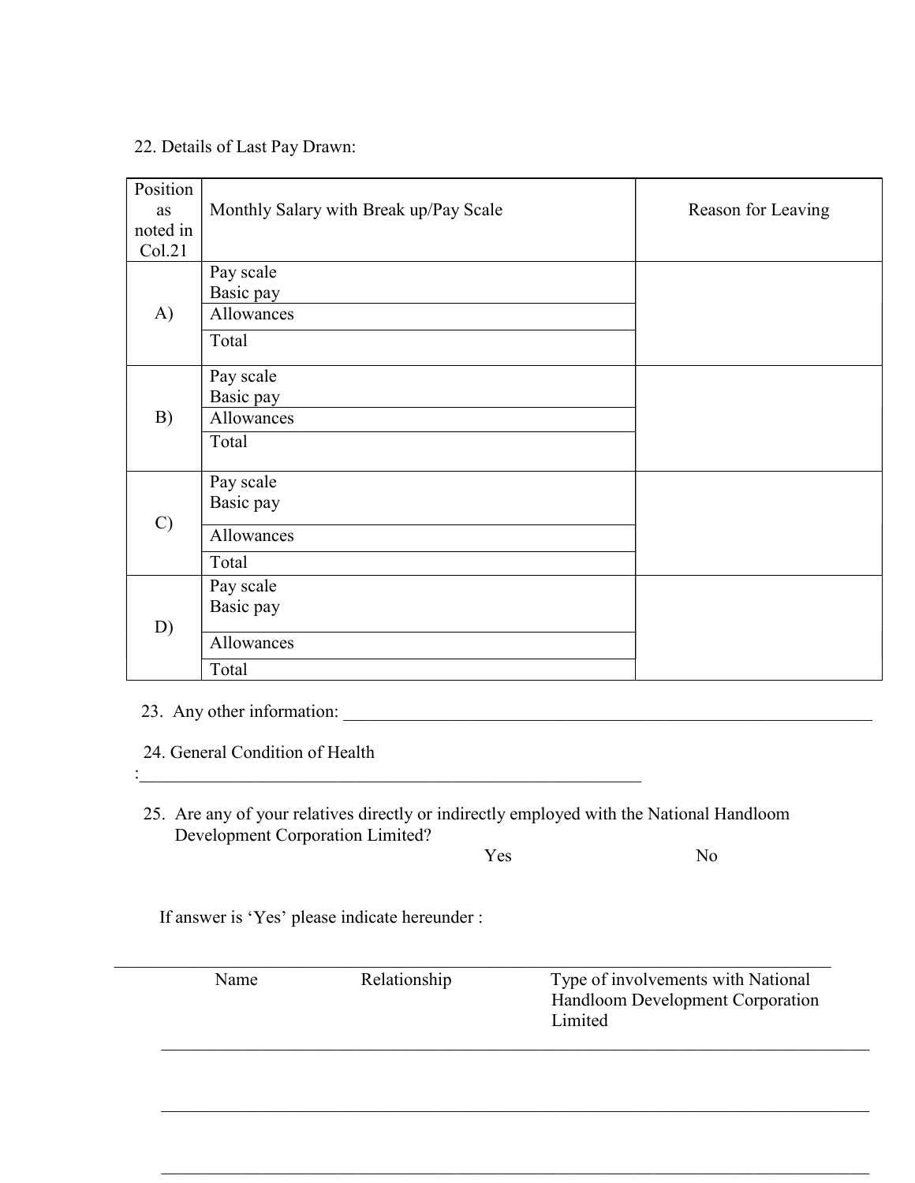22. Details of Last Pay Drawn:

| Position as noted in Col.21 | Monthly Salary with Break up/Pay Scale | Reason for Leaving |
|---|---|---|
| A) | Pay scale<br>Basic pay | |
| | Allowances | |
| | Total | |
| B) | Pay scale<br>Basic pay | |
| | Allowances | |
| | Total | |
| C) | Pay scale<br>Basic pay | |
| | Allowances | |
| | Total | |
| D) | Pay scale<br>Basic pay | |
| | Allowances | |
| | Total | |

23. Any other information: ______________________________________________________________

24. General Condition of Health
:____________________________________________________________

25. Are any of your relatives directly or indirectly employed with the National Handloom Development Corporation Limited?

Yes No

If answer is 'Yes' please indicate hereunder :

| Name | Relationship | Type of involvements with National Handloom Development Corporation Limited |
|---|---|---|
| | | |
| | | |
| | | |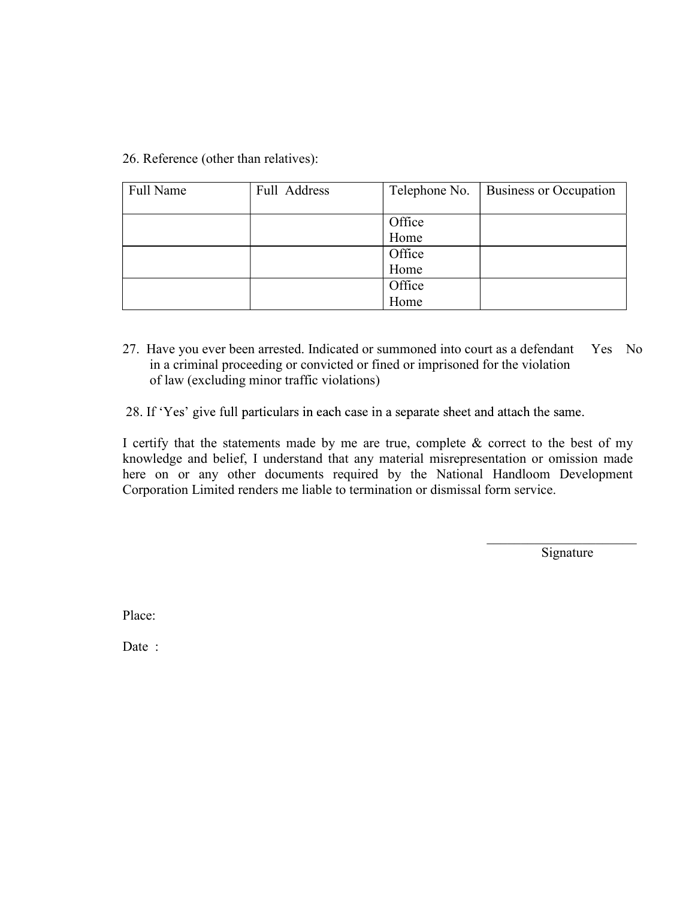26. Reference (other than relatives):

| Full Name | Full Address | Telephone No. | Business or Occupation |
|---|---|---|---|
| | | Office<br>Home | |
| | | Office<br>Home | |
| | | Office<br>Home | |

27. Have you ever been arrested. Indicated or summoned into court as a defendant in a criminal proceeding or convicted or fined or imprisoned for the violation of law (excluding minor traffic violations) Yes No

28. If 'Yes' give full particulars in each case in a separate sheet and attach the same.

I certify that the statements made by me are true, complete & correct to the best of my knowledge and belief, I understand that any material misrepresentation or omission made here on or any other documents required by the National Handloom Development Corporation Limited renders me liable to termination or dismissal form service.

\_\_\_\_\_\_\_\_\_\_\_\_\_\_\_\_\_\_\_\_\_\_\_\_

Signature

Place:

Date :